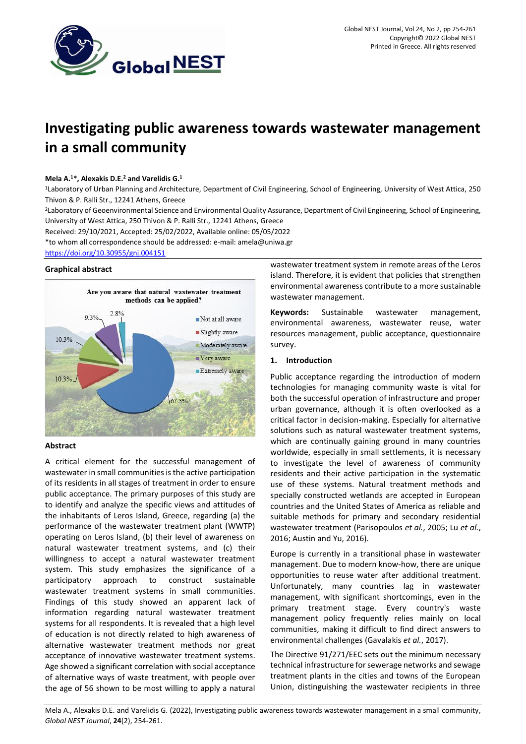# Investigating public awareness towards wastewater management in a small community

**Mela A.[1]*, Alexakis D.E.[2] and Varelidis G.[1]**

[1]Laboratory of Urban Planning and Architecture, Department of Civil Engineering, School of Engineering, University of West Attica, 250 Thivon & P. Ralli Str., 12241 Athens, Greece

[2]Laboratory of Geoenvironmental Science and Environmental Quality Assurance, Department of Civil Engineering, School of Engineering, University of West Attica, 250 Thivon & P. Ralli Str., 12241 Athens, Greece

Received: 29/10/2021, Accepted: 25/02/2022, Available online: 05/05/2022

*to whom all correspondence should be addressed: e-mail: amela@uniwa.gr

https://doi.org/10.30955/gnj.004151

### Graphical abstract

Are you aware that natural wastewater treatment methods can be applied?

- Not at all aware: 67.3%
- Slightly aware: 10.3%
- Moderately aware: 10.3%
- Very aware: 9.3%
- Extremely aware: 2.8%

### Abstract

A critical element for the successful management of wastewater in small communities is the active participation of its residents in all stages of treatment in order to ensure public acceptance. The primary purposes of this study are to identify and analyze the specific views and attitudes of the inhabitants of Leros Island, Greece, regarding (a) the performance of the wastewater treatment plant (WWTP) operating on Leros Island, (b) their level of awareness on natural wastewater treatment systems, and (c) their willingness to accept a natural wastewater treatment system. This study emphasizes the significance of a participatory approach to construct sustainable wastewater treatment systems in small communities. Findings of this study showed an apparent lack of information regarding natural wastewater treatment systems for all respondents. It is revealed that a high level of education is not directly related to high awareness of alternative wastewater treatment methods nor great acceptance of innovative wastewater treatment systems. Age showed a significant correlation with social acceptance of alternative ways of waste treatment, with people over the age of 56 shown to be most willing to apply a natural wastewater treatment system in remote areas of the Leros island. Therefore, it is evident that policies that strengthen environmental awareness contribute to a more sustainable wastewater management.

**Keywords:** Sustainable wastewater management, environmental awareness, wastewater reuse, water resources management, public acceptance, questionnaire survey.

## 1. Introduction

Public acceptance regarding the introduction of modern technologies for managing community waste is vital for both the successful operation of infrastructure and proper urban governance, although it is often overlooked as a critical factor in decision-making. Especially for alternative solutions such as natural wastewater treatment systems, which are continually gaining ground in many countries worldwide, especially in small settlements, it is necessary to investigate the level of awareness of community residents and their active participation in the systematic use of these systems. Natural treatment methods and specially constructed wetlands are accepted in European countries and the United States of America as reliable and suitable methods for primary and secondary residential wastewater treatment (Parisopoulos *et al.*, 2005; Lu *et al.*, 2016; Austin and Yu, 2016).

Europe is currently in a transitional phase in wastewater management. Due to modern know-how, there are unique opportunities to reuse water after additional treatment. Unfortunately, many countries lag in wastewater management, with significant shortcomings, even in the primary treatment stage. Every country's waste management policy frequently relies mainly on local communities, making it difficult to find direct answers to environmental challenges (Gavalakis *et al.*, 2017).

The Directive 91/271/EEC sets out the minimum necessary technical infrastructure for sewerage networks and sewage treatment plants in the cities and towns of the European Union, distinguishing the wastewater recipients in three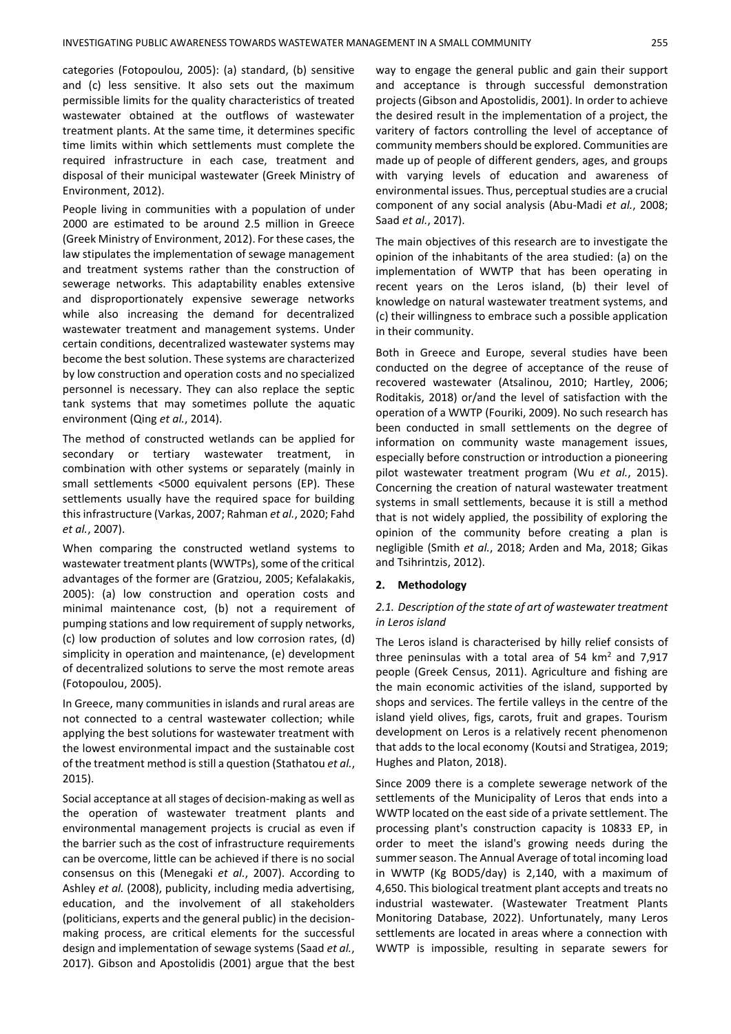categories (Fotopoulou, 2005): (a) standard, (b) sensitive and (c) less sensitive. It also sets out the maximum permissible limits for the quality characteristics of treated wastewater obtained at the outflows of wastewater treatment plants. At the same time, it determines specific time limits within which settlements must complete the required infrastructure in each case, treatment and disposal of their municipal wastewater (Greek Ministry of Environment, 2012).

People living in communities with a population of under 2000 are estimated to be around 2.5 million in Greece (Greek Ministry of Environment, 2012). For these cases, the law stipulates the implementation of sewage management and treatment systems rather than the construction of sewerage networks. This adaptability enables extensive and disproportionately expensive sewerage networks while also increasing the demand for decentralized wastewater treatment and management systems. Under certain conditions, decentralized wastewater systems may become the best solution. These systems are characterized by low construction and operation costs and no specialized personnel is necessary. They can also replace the septic tank systems that may sometimes pollute the aquatic environment (Qing *et al.*, 2014).

The method of constructed wetlands can be applied for secondary or tertiary wastewater treatment, in combination with other systems or separately (mainly in small settlements <5000 equivalent persons (EP). These settlements usually have the required space for building this infrastructure (Varkas, 2007; Rahman *et al.*, 2020; Fahd *et al.*, 2007).

When comparing the constructed wetland systems to wastewater treatment plants (WWTPs), some of the critical advantages of the former are (Gratziou, 2005; Kefalakakis, 2005): (a) low construction and operation costs and minimal maintenance cost, (b) not a requirement of pumping stations and low requirement of supply networks, (c) low production of solutes and low corrosion rates, (d) simplicity in operation and maintenance, (e) development of decentralized solutions to serve the most remote areas (Fotopoulou, 2005).

In Greece, many communities in islands and rural areas are not connected to a central wastewater collection; while applying the best solutions for wastewater treatment with the lowest environmental impact and the sustainable cost of the treatment method is still a question (Stathatou *et al.*, 2015).

Social acceptance at all stages of decision-making as well as the operation of wastewater treatment plants and environmental management projects is crucial as even if the barrier such as the cost of infrastructure requirements can be overcome, little can be achieved if there is no social consensus on this (Menegaki *et al.*, 2007). According to Ashley *et al.* (2008), publicity, including media advertising, education, and the involvement of all stakeholders (politicians, experts and the general public) in the decision-making process, are critical elements for the successful design and implementation of sewage systems (Saad *et al.*, 2017). Gibson and Apostolidis (2001) argue that the best way to engage the general public and gain their support and acceptance is through successful demonstration projects (Gibson and Apostolidis, 2001). In order to achieve the desired result in the implementation of a project, the varitery of factors controlling the level of acceptance of community members should be explored. Communities are made up of people of different genders, ages, and groups with varying levels of education and awareness of environmental issues. Thus, perceptual studies are a crucial component of any social analysis (Abu-Madi *et al.*, 2008; Saad *et al.*, 2017).

The main objectives of this research are to investigate the opinion of the inhabitants of the area studied: (a) on the implementation of WWTP that has been operating in recent years on the Leros island, (b) their level of knowledge on natural wastewater treatment systems, and (c) their willingness to embrace such a possible application in their community.

Both in Greece and Europe, several studies have been conducted on the degree of acceptance of the reuse of recovered wastewater (Atsalinou, 2010; Hartley, 2006; Roditakis, 2018) or/and the level of satisfaction with the operation of a WWTP (Fouriki, 2009). No such research has been conducted in small settlements on the degree of information on community waste management issues, especially before construction or introduction a pioneering pilot wastewater treatment program (Wu *et al.*, 2015). Concerning the creation of natural wastewater treatment systems in small settlements, because it is still a method that is not widely applied, the possibility of exploring the opinion of the community before creating a plan is negligible (Smith *et al.*, 2018; Arden and Ma, 2018; Gikas and Tsihrintzis, 2012).

## 2. Methodology

### *2.1. Description of the state of art of wastewater treatment in Leros island*

The Leros island is characterised by hilly relief consists of three peninsulas with a total area of 54 km$^2$ and 7,917 people (Greek Census, 2011). Agriculture and fishing are the main economic activities of the island, supported by shops and services. The fertile valleys in the centre of the island yield olives, figs, carots, fruit and grapes. Tourism development on Leros is a relatively recent phenomenon that adds to the local economy (Koutsi and Stratigea, 2019; Hughes and Platon, 2018).

Since 2009 there is a complete sewerage network of the settlements of the Municipality of Leros that ends into a WWTP located on the east side of a private settlement. The processing plant's construction capacity is 10833 EP, in order to meet the island's growing needs during the summer season. The Annual Average of total incoming load in WWTP (Kg BOD5/day) is 2,140, with a maximum of 4,650. This biological treatment plant accepts and treats no industrial wastewater. (Wastewater Treatment Plants Monitoring Database, 2022). Unfortunately, many Leros settlements are located in areas where a connection with WWTP is impossible, resulting in separate sewers for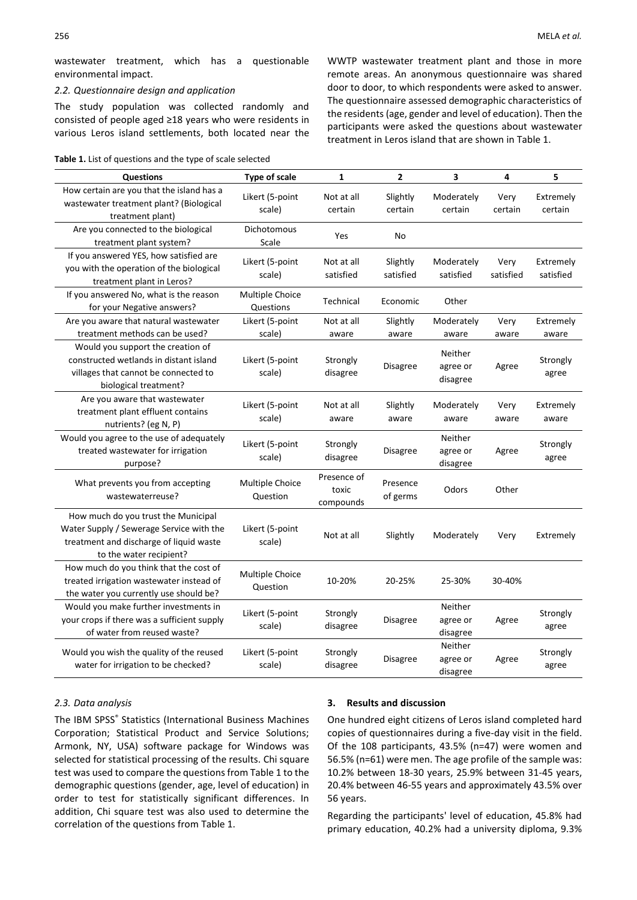wastewater treatment, which has a questionable environmental impact.

### 2.2. Questionnaire design and application

The study population was collected randomly and consisted of people aged ≥18 years who were residents in various Leros island settlements, both located near the WWTP wastewater treatment plant and those in more remote areas. An anonymous questionnaire was shared door to door, to which respondents were asked to answer. The questionnaire assessed demographic characteristics of the residents (age, gender and level of education). Then the participants were asked the questions about wastewater treatment in Leros island that are shown in Table 1.

**Table 1.** List of questions and the type of scale selected

| Questions | Type of scale | 1 | 2 | 3 | 4 | 5 |
|---|---|---|---|---|---|---|
| How certain are you that the island has a wastewater treatment plant? (Biological treatment plant) | Likert (5-point scale) | Not at all certain | Slightly certain | Moderately certain | Very certain | Extremely certain |
| Are you connected to the biological treatment plant system? | Dichotomous Scale | Yes | No | | | |
| If you answered YES, how satisfied are you with the operation of the biological treatment plant in Leros? | Likert (5-point scale) | Not at all satisfied | Slightly satisfied | Moderately satisfied | Very satisfied | Extremely satisfied |
| If you answered No, what is the reason for your Negative answers? | Multiple Choice Questions | Technical | Economic | Other | | |
| Are you aware that natural wastewater treatment methods can be used? | Likert (5-point scale) | Not at all aware | Slightly aware | Moderately aware | Very aware | Extremely aware |
| Would you support the creation of constructed wetlands in distant island villages that cannot be connected to biological treatment? | Likert (5-point scale) | Strongly disagree | Disagree | Neither agree or disagree | Agree | Strongly agree |
| Are you aware that wastewater treatment plant effluent contains nutrients? (eg N, P) | Likert (5-point scale) | Not at all aware | Slightly aware | Moderately aware | Very aware | Extremely aware |
| Would you agree to the use of adequately treated wastewater for irrigation purpose? | Likert (5-point scale) | Strongly disagree | Disagree | Neither agree or disagree | Agree | Strongly agree |
| What prevents you from accepting wastewaterreuse? | Multiple Choice Question | Presence of toxic compounds | Presence of germs | Odors | Other | |
| How much do you trust the Municipal Water Supply / Sewerage Service with the treatment and discharge of liquid waste to the water recipient? | Likert (5-point scale) | Not at all | Slightly | Moderately | Very | Extremely |
| How much do you think that the cost of treated irrigation wastewater instead of the water you currently use should be? | Multiple Choice Question | 10-20% | 20-25% | 25-30% | 30-40% | |
| Would you make further investments in your crops if there was a sufficient supply of water from reused waste? | Likert (5-point scale) | Strongly disagree | Disagree | Neither agree or disagree | Agree | Strongly agree |
| Would you wish the quality of the reused water for irrigation to be checked? | Likert (5-point scale) | Strongly disagree | Disagree | Neither agree or disagree | Agree | Strongly agree |

### 2.3. Data analysis

The IBM SPSS® Statistics (International Business Machines Corporation; Statistical Product and Service Solutions; Armonk, NY, USA) software package for Windows was selected for statistical processing of the results. Chi square test was used to compare the questions from Table 1 to the demographic questions (gender, age, level of education) in order to test for statistically significant differences. In addition, Chi square test was also used to determine the correlation of the questions from Table 1.

## 3. Results and discussion

One hundred eight citizens of Leros island completed hard copies of questionnaires during a five-day visit in the field. Of the 108 participants, 43.5% (n=47) were women and 56.5% (n=61) were men. The age profile of the sample was: 10.2% between 18-30 years, 25.9% between 31-45 years, 20.4% between 46-55 years and approximately 43.5% over 56 years.

Regarding the participants' level of education, 45.8% had primary education, 40.2% had a university diploma, 9.3%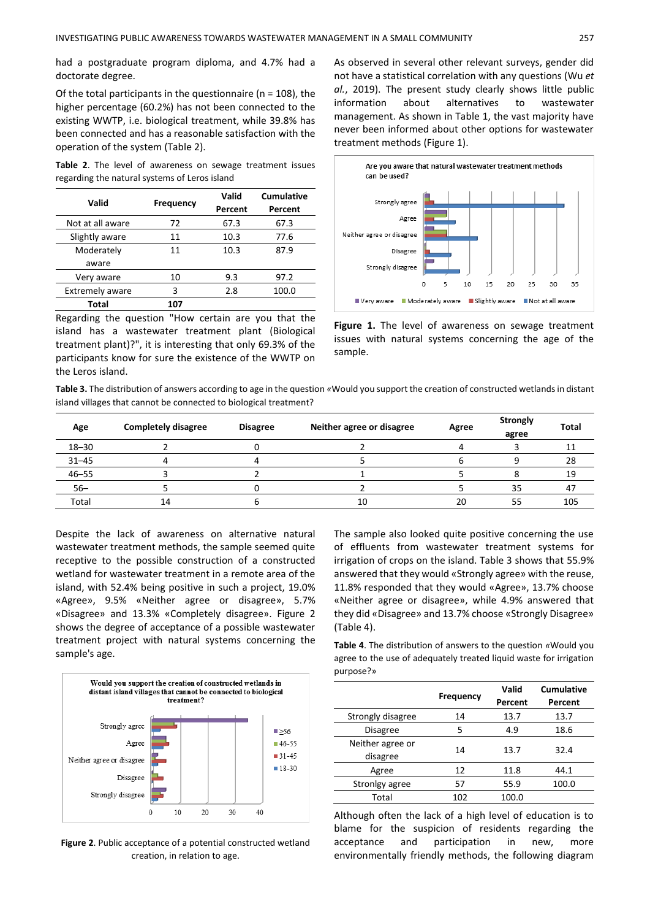had a postgraduate program diploma, and 4.7% had a doctorate degree.

Of the total participants in the questionnaire (n = 108), the higher percentage (60.2%) has not been connected to the existing WWTP, i.e. biological treatment, while 39.8% has been connected and has a reasonable satisfaction with the operation of the system (Table 2).

**Table 2**. The level of awareness on sewage treatment issues regarding the natural systems of Leros island

| Valid | Frequency | Valid Percent | Cumulative Percent |
|---|---|---|---|
| Not at all aware | 72 | 67.3 | 67.3 |
| Slightly aware | 11 | 10.3 | 77.6 |
| Moderately aware | 11 | 10.3 | 87.9 |
| Very aware | 10 | 9.3 | 97.2 |
| Extremely aware | 3 | 2.8 | 100.0 |
| **Total** | **107** | | |

Regarding the question "How certain are you that the island has a wastewater treatment plant (Biological treatment plant)?", it is interesting that only 69.3% of the participants know for sure the existence of the WWTP on the Leros island.

As observed in several other relevant surveys, gender did not have a statistical correlation with any questions (Wu *et al.*, 2019). The present study clearly shows little public information about alternatives to wastewater management. As shown in Table 1, the vast majority have never been informed about other options for wastewater treatment methods (Figure 1).

**Figure 1.** The level of awareness on sewage treatment issues with natural systems concerning the age of the sample.

**Table 3.** The distribution of answers according to age in the question «Would you support the creation of constructed wetlands in distant island villages that cannot be connected to biological treatment?

| Age | Completely disagree | Disagree | Neither agree or disagree | Agree | Strongly agree | Total |
|---|---|---|---|---|---|---|
| 18–30 | 2 | 0 | 2 | 4 | 3 | 11 |
| 31–45 | 4 | 4 | 5 | 6 | 9 | 28 |
| 46–55 | 3 | 2 | 1 | 5 | 8 | 19 |
| 56– | 5 | 0 | 2 | 5 | 35 | 47 |
| Total | 14 | 6 | 10 | 20 | 55 | 105 |

Despite the lack of awareness on alternative natural wastewater treatment methods, the sample seemed quite receptive to the possible construction of a constructed wetland for wastewater treatment in a remote area of the island, with 52.4% being positive in such a project, 19.0% «Agree», 9.5% «Neither agree or disagree», 5.7% «Disagree» and 13.3% «Completely disagree». Figure 2 shows the degree of acceptance of a possible wastewater treatment project with natural systems concerning the sample's age.

**Figure 2**. Public acceptance of a potential constructed wetland creation, in relation to age.

The sample also looked quite positive concerning the use of effluents from wastewater treatment systems for irrigation of crops on the island. Table 3 shows that 55.9% answered that they would «Strongly agree» with the reuse, 11.8% responded that they would «Agree», 13.7% choose «Neither agree or disagree», while 4.9% answered that they did «Disagree» and 13.7% choose «Strongly Disagree» (Table 4).

**Table 4**. The distribution of answers to the question «Would you agree to the use of adequately treated liquid waste for irrigation purpose?»

| | Frequency | Valid Percent | Cumulative Percent |
|---|---|---|---|
| Strongly disagree | 14 | 13.7 | 13.7 |
| Disagree | 5 | 4.9 | 18.6 |
| Neither agree or disagree | 14 | 13.7 | 32.4 |
| Agree | 12 | 11.8 | 44.1 |
| Stronlgy agree | 57 | 55.9 | 100.0 |
| Total | 102 | 100.0 | |

Although often the lack of a high level of education is to blame for the suspicion of residents regarding the acceptance and participation in new, more environmentally friendly methods, the following diagram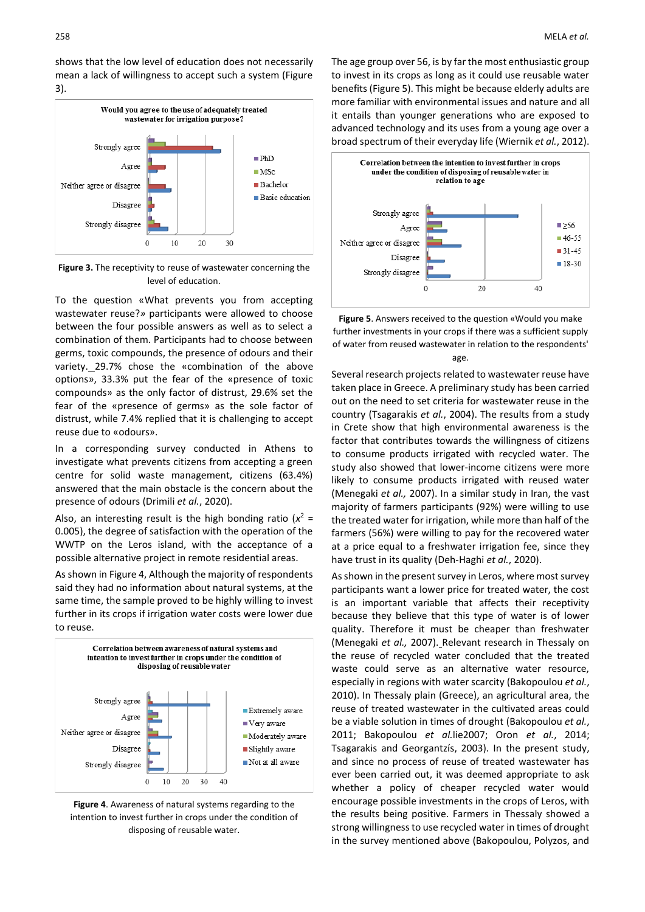shows that the low level of education does not necessarily mean a lack of willingness to accept such a system (Figure 3).

**Figure 3.** The receptivity to reuse of wastewater concerning the level of education.

To the question «What prevents you from accepting wastewater reuse?» participants were allowed to choose between the four possible answers as well as to select a combination of them. Participants had to choose between germs, toxic compounds, the presence of odours and their variety. 29.7% chose the «combination of the above options», 33.3% put the «presence of toxic compounds» as the only factor of distrust, 29.6% set the fear of the «presence of germs» as the sole factor of distrust, while 7.4% replied that it is challenging to accept reuse due to «odours».

In a corresponding survey conducted in Athens to investigate what prevents citizens from accepting a green centre for solid waste management, citizens (63.4%) answered that the main obstacle is the concern about the presence of odours (Drimili *et al.*, 2020).

Also, an interesting result is the high bonding ratio ($x^2$ = 0.005), the degree of satisfaction with the operation of the WWTP on the Leros island, with the acceptance of a possible alternative project in remote residential areas.

As shown in Figure 4, Although the majority of respondents said they had no information about natural systems, at the same time, the sample proved to be highly willing to invest further in its crops if irrigation water costs were lower due to reuse.

**Figure 4**. Awareness of natural systems regarding to the intention to invest further in crops under the condition of disposing of reusable water.

The age group over 56, is by far the most enthusiastic group to invest in its crops as long as it could use reusable water benefits (Figure 5). This might be because elderly adults are more familiar with environmental issues and nature and all it entails than younger generations who are exposed to advanced technology and its uses from a young age over a broad spectrum of their everyday life (Wiernik *et al.*, 2012).

**Figure 5**. Answers received to the question «Would you make further investments in your crops if there was a sufficient supply of water from reused wastewater in relation to the respondents' age.

Several research projects related to wastewater reuse have taken place in Greece. A preliminary study has been carried out on the need to set criteria for wastewater reuse in the country (Tsagarakis *et al.*, 2004). The results from a study in Crete show that high environmental awareness is the factor that contributes towards the willingness of citizens to consume products irrigated with recycled water. The study also showed that lower-income citizens were more likely to consume products irrigated with reused water (Menegaki *et al.,* 2007). In a similar study in Iran, the vast majority of farmers participants (92%) were willing to use the treated water for irrigation, while more than half of the farmers (56%) were willing to pay for the recovered water at a price equal to a freshwater irrigation fee, since they have trust in its quality (Deh-Haghi *et al.*, 2020).

As shown in the present survey in Leros, where most survey participants want a lower price for treated water, the cost is an important variable that affects their receptivity because they believe that this type of water is of lower quality. Therefore it must be cheaper than freshwater (Menegaki *et al.,* 2007). Relevant research in Thessaly on the reuse of recycled water concluded that the treated waste could serve as an alternative water resource, especially in regions with water scarcity (Bakopoulou *et al.*, 2010). In Thessaly plain (Greece), an agricultural area, the reuse of treated wastewater in the cultivated areas could be a viable solution in times of drought (Bakopoulou *et al.*, 2011; Bakopoulou *et al.*lie2007; Oron *et al.*, 2014; Tsagarakis and Georgantzís, 2003). In the present study, and since no process of reuse of treated wastewater has ever been carried out, it was deemed appropriate to ask whether a policy of cheaper recycled water would encourage possible investments in the crops of Leros, with the results being positive. Farmers in Thessaly showed a strong willingness to use recycled water in times of drought in the survey mentioned above (Bakopoulou, Polyzos, and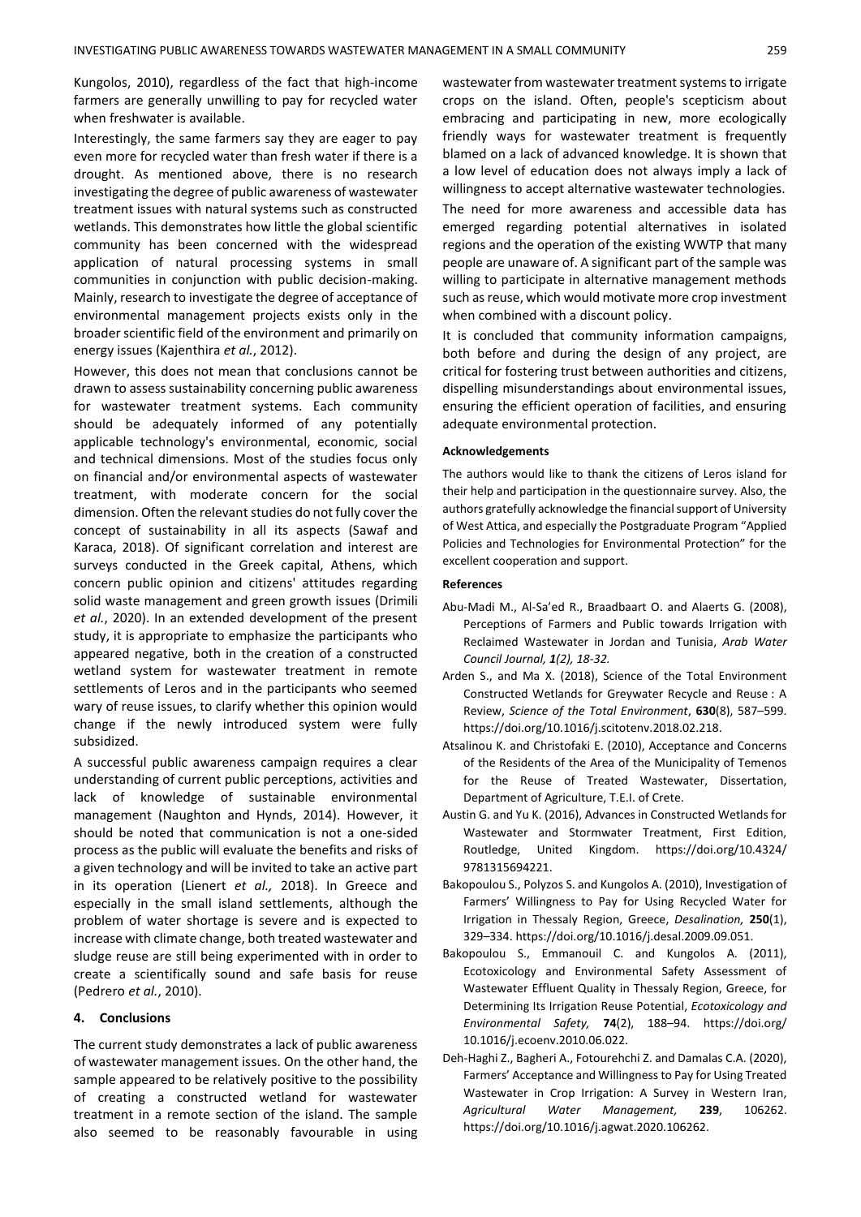Kungolos, 2010), regardless of the fact that high-income farmers are generally unwilling to pay for recycled water when freshwater is available.

Interestingly, the same farmers say they are eager to pay even more for recycled water than fresh water if there is a drought. As mentioned above, there is no research investigating the degree of public awareness of wastewater treatment issues with natural systems such as constructed wetlands. This demonstrates how little the global scientific community has been concerned with the widespread application of natural processing systems in small communities in conjunction with public decision-making. Mainly, research to investigate the degree of acceptance of environmental management projects exists only in the broader scientific field of the environment and primarily on energy issues (Kajenthira *et al.*, 2012).

However, this does not mean that conclusions cannot be drawn to assess sustainability concerning public awareness for wastewater treatment systems. Each community should be adequately informed of any potentially applicable technology's environmental, economic, social and technical dimensions. Most of the studies focus only on financial and/or environmental aspects of wastewater treatment, with moderate concern for the social dimension. Often the relevant studies do not fully cover the concept of sustainability in all its aspects (Sawaf and Karaca, 2018). Of significant correlation and interest are surveys conducted in the Greek capital, Athens, which concern public opinion and citizens' attitudes regarding solid waste management and green growth issues (Drimili *et al.*, 2020). In an extended development of the present study, it is appropriate to emphasize the participants who appeared negative, both in the creation of a constructed wetland system for wastewater treatment in remote settlements of Leros and in the participants who seemed wary of reuse issues, to clarify whether this opinion would change if the newly introduced system were fully subsidized.

A successful public awareness campaign requires a clear understanding of current public perceptions, activities and lack of knowledge of sustainable environmental management (Naughton and Hynds, 2014). However, it should be noted that communication is not a one-sided process as the public will evaluate the benefits and risks of a given technology and will be invited to take an active part in its operation (Lienert *et al.,* 2018). In Greece and especially in the small island settlements, although the problem of water shortage is severe and is expected to increase with climate change, both treated wastewater and sludge reuse are still being experimented with in order to create a scientifically sound and safe basis for reuse (Pedrero *et al.*, 2010).

## 4. Conclusions

The current study demonstrates a lack of public awareness of wastewater management issues. On the other hand, the sample appeared to be relatively positive to the possibility of creating a constructed wetland for wastewater treatment in a remote section of the island. The sample also seemed to be reasonably favourable in using wastewater from wastewater treatment systems to irrigate crops on the island. Often, people's scepticism about embracing and participating in new, more ecologically friendly ways for wastewater treatment is frequently blamed on a lack of advanced knowledge. It is shown that a low level of education does not always imply a lack of willingness to accept alternative wastewater technologies.

The need for more awareness and accessible data has emerged regarding potential alternatives in isolated regions and the operation of the existing WWTP that many people are unaware of. A significant part of the sample was willing to participate in alternative management methods such as reuse, which would motivate more crop investment when combined with a discount policy.

It is concluded that community information campaigns, both before and during the design of any project, are critical for fostering trust between authorities and citizens, dispelling misunderstandings about environmental issues, ensuring the efficient operation of facilities, and ensuring adequate environmental protection.

#### Acknowledgements

The authors would like to thank the citizens of Leros island for their help and participation in the questionnaire survey. Also, the authors gratefully acknowledge the financial support of University of West Attica, and especially the Postgraduate Program "Applied Policies and Technologies for Environmental Protection" for the excellent cooperation and support.

#### References

Abu-Madi M., Al-Sa'ed R., Braadbaart O. and Alaerts G. (2008), Perceptions of Farmers and Public towards Irrigation with Reclaimed Wastewater in Jordan and Tunisia, *Arab Water Council Journal, **1**(2), 18-32.*

Arden S., and Ma X. (2018), Science of the Total Environment Constructed Wetlands for Greywater Recycle and Reuse : A Review, *Science of the Total Environment*, **630**(8), 587–599. https://doi.org/10.1016/j.scitotenv.2018.02.218.

Atsalinou K. and Christofaki E. (2010), Acceptance and Concerns of the Residents of the Area of the Municipality of Temenos for the Reuse of Treated Wastewater, Dissertation, Department of Agriculture, T.E.I. of Crete.

Austin G. and Yu K. (2016), Advances in Constructed Wetlands for Wastewater and Stormwater Treatment, First Edition, Routledge, United Kingdom. https://doi.org/10.4324/9781315694221.

Bakopoulou S., Polyzos S. and Kungolos A. (2010), Investigation of Farmers' Willingness to Pay for Using Recycled Water for Irrigation in Thessaly Region, Greece, *Desalination,* **250**(1), 329–334. https://doi.org/10.1016/j.desal.2009.09.051.

Bakopoulou S., Emmanouil C. and Kungolos A. (2011), Ecotoxicology and Environmental Safety Assessment of Wastewater Effluent Quality in Thessaly Region, Greece, for Determining Its Irrigation Reuse Potential, *Ecotoxicology and Environmental Safety,* **74**(2), 188–94. https://doi.org/10.1016/j.ecoenv.2010.06.022.

Deh-Haghi Z., Bagheri A., Fotourehchi Z. and Damalas C.A. (2020), Farmers' Acceptance and Willingness to Pay for Using Treated Wastewater in Crop Irrigation: A Survey in Western Iran, *Agricultural Water Management,* **239**, 106262. https://doi.org/10.1016/j.agwat.2020.106262.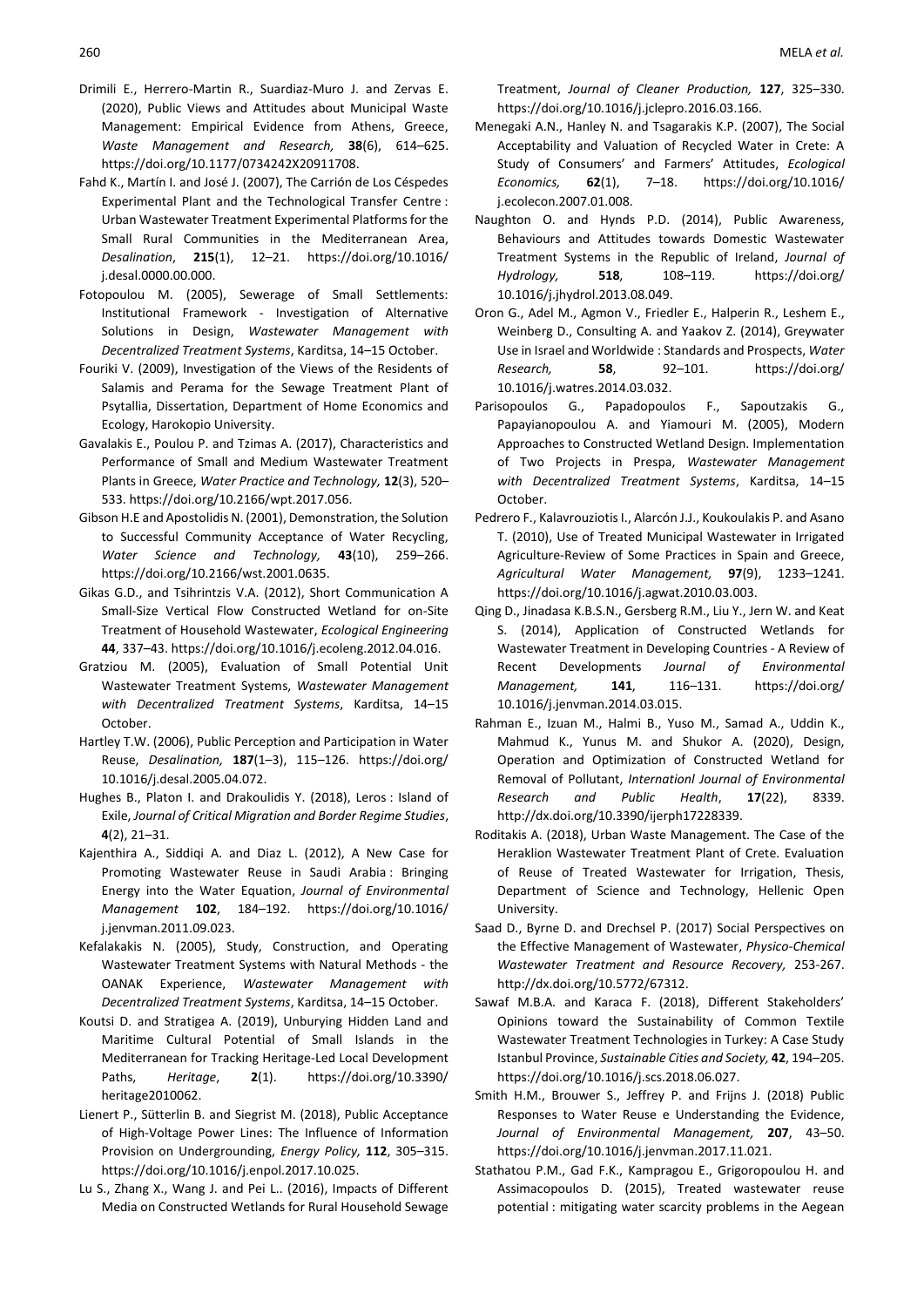Drimili E., Herrero-Martin R., Suardiaz-Muro J. and Zervas E. (2020), Public Views and Attitudes about Municipal Waste Management: Empirical Evidence from Athens, Greece, *Waste Management and Research,* **38**(6), 614–625. https://doi.org/10.1177/0734242X20911708.

Fahd K., Martín I. and José J. (2007), The Carrión de Los Céspedes Experimental Plant and the Technological Transfer Centre : Urban Wastewater Treatment Experimental Platforms for the Small Rural Communities in the Mediterranean Area, *Desalination*, **215**(1), 12–21. https://doi.org/10.1016/j.desal.0000.00.000.

Fotopoulou M. (2005), Sewerage of Small Settlements: Institutional Framework - Investigation of Alternative Solutions in Design, *Wastewater Management with Decentralized Treatment Systems*, Karditsa, 14–15 October.

Fouriki V. (2009), Investigation of the Views of the Residents of Salamis and Perama for the Sewage Treatment Plant of Psytallia, Dissertation, Department of Home Economics and Ecology, Harokopio University.

Gavalakis E., Poulou P. and Tzimas A. (2017), Characteristics and Performance of Small and Medium Wastewater Treatment Plants in Greece, *Water Practice and Technology,* **12**(3), 520–533. https://doi.org/10.2166/wpt.2017.056.

Gibson H.E and Apostolidis N. (2001), Demonstration, the Solution to Successful Community Acceptance of Water Recycling, *Water Science and Technology,* **43**(10), 259–266. https://doi.org/10.2166/wst.2001.0635.

Gikas G.D., and Tsihrintzis V.A. (2012), Short Communication A Small-Size Vertical Flow Constructed Wetland for on-Site Treatment of Household Wastewater, *Ecological Engineering* **44**, 337–43. https://doi.org/10.1016/j.ecoleng.2012.04.016.

Gratziou M. (2005), Evaluation of Small Potential Unit Wastewater Treatment Systems, *Wastewater Management with Decentralized Treatment Systems*, Karditsa, 14–15 October.

Hartley T.W. (2006), Public Perception and Participation in Water Reuse, *Desalination,* **187**(1–3), 115–126. https://doi.org/10.1016/j.desal.2005.04.072.

Hughes B., Platon I. and Drakoulidis Y. (2018), Leros : Island of Exile, *Journal of Critical Migration and Border Regime Studies*, **4**(2), 21–31.

Kajenthira A., Siddiqi A. and Diaz L. (2012), A New Case for Promoting Wastewater Reuse in Saudi Arabia : Bringing Energy into the Water Equation, *Journal of Environmental Management* **102**, 184–192. https://doi.org/10.1016/j.jenvman.2011.09.023.

Kefalakakis N. (2005), Study, Construction, and Operating Wastewater Treatment Systems with Natural Methods - the OANAK Experience, *Wastewater Management with Decentralized Treatment Systems*, Karditsa, 14–15 October.

Koutsi D. and Stratigea A. (2019), Unburying Hidden Land and Maritime Cultural Potential of Small Islands in the Mediterranean for Tracking Heritage-Led Local Development Paths, *Heritage*, **2**(1). https://doi.org/10.3390/heritage2010062.

Lienert P., Sütterlin B. and Siegrist M. (2018), Public Acceptance of High-Voltage Power Lines: The Influence of Information Provision on Undergrounding, *Energy Policy,* **112**, 305–315. https://doi.org/10.1016/j.enpol.2017.10.025.

Lu S., Zhang X., Wang J. and Pei L.. (2016), Impacts of Different Media on Constructed Wetlands for Rural Household Sewage Treatment, *Journal of Cleaner Production,* **127**, 325–330. https://doi.org/10.1016/j.jclepro.2016.03.166.

Menegaki A.N., Hanley N. and Tsagarakis K.P. (2007), The Social Acceptability and Valuation of Recycled Water in Crete: A Study of Consumers' and Farmers' Attitudes, *Ecological Economics,* **62**(1), 7–18. https://doi.org/10.1016/j.ecolecon.2007.01.008.

Naughton O. and Hynds P.D. (2014), Public Awareness, Behaviours and Attitudes towards Domestic Wastewater Treatment Systems in the Republic of Ireland, *Journal of Hydrology,* **518**, 108–119. https://doi.org/10.1016/j.jhydrol.2013.08.049.

Oron G., Adel M., Agmon V., Friedler E., Halperin R., Leshem E., Weinberg D., Consulting A. and Yaakov Z. (2014), Greywater Use in Israel and Worldwide : Standards and Prospects, *Water Research,* **58**, 92–101. https://doi.org/10.1016/j.watres.2014.03.032.

Parisopoulos G., Papadopoulos F., Sapoutzakis G., Papayianopoulou A. and Yiamouri M. (2005), Modern Approaches to Constructed Wetland Design. Implementation of Two Projects in Prespa, *Wastewater Management with Decentralized Treatment Systems*, Karditsa, 14–15 October.

Pedrero F., Kalavrouziotis I., Alarcón J.J., Koukoulakis P. and Asano T. (2010), Use of Treated Municipal Wastewater in Irrigated Agriculture-Review of Some Practices in Spain and Greece, *Agricultural Water Management,* **97**(9), 1233–1241. https://doi.org/10.1016/j.agwat.2010.03.003.

Qing D., Jinadasa K.B.S.N., Gersberg R.M., Liu Y., Jern W. and Keat S. (2014), Application of Constructed Wetlands for Wastewater Treatment in Developing Countries - A Review of Recent Developments *Journal of Environmental Management,* **141**, 116–131. https://doi.org/10.1016/j.jenvman.2014.03.015.

Rahman E., Izuan M., Halmi B., Yuso M., Samad A., Uddin K., Mahmud K., Yunus M. and Shukor A. (2020), Design, Operation and Optimization of Constructed Wetland for Removal of Pollutant, *Internationl Journal of Environmental Research and Public Health*, **17**(22), 8339. http://dx.doi.org/10.3390/ijerph17228339.

Roditakis A. (2018), Urban Waste Management. The Case of the Heraklion Wastewater Treatment Plant of Crete. Evaluation of Reuse of Treated Wastewater for Irrigation, Thesis, Department of Science and Technology, Hellenic Open University.

Saad D., Byrne D. and Drechsel P. (2017) Social Perspectives on the Effective Management of Wastewater, *Physico-Chemical Wastewater Treatment and Resource Recovery,* 253-267. http://dx.doi.org/10.5772/67312.

Sawaf M.B.A. and Karaca F. (2018), Different Stakeholders' Opinions toward the Sustainability of Common Textile Wastewater Treatment Technologies in Turkey: A Case Study Istanbul Province, *Sustainable Cities and Society,* **42**, 194–205. https://doi.org/10.1016/j.scs.2018.06.027.

Smith H.M., Brouwer S., Jeffrey P. and Frijns J. (2018) Public Responses to Water Reuse e Understanding the Evidence, *Journal of Environmental Management,* **207**, 43–50. https://doi.org/10.1016/j.jenvman.2017.11.021.

Stathatou P.M., Gad F.K., Kampragou E., Grigoropoulou H. and Assimacopoulos D. (2015), Treated wastewater reuse potential : mitigating water scarcity problems in the Aegean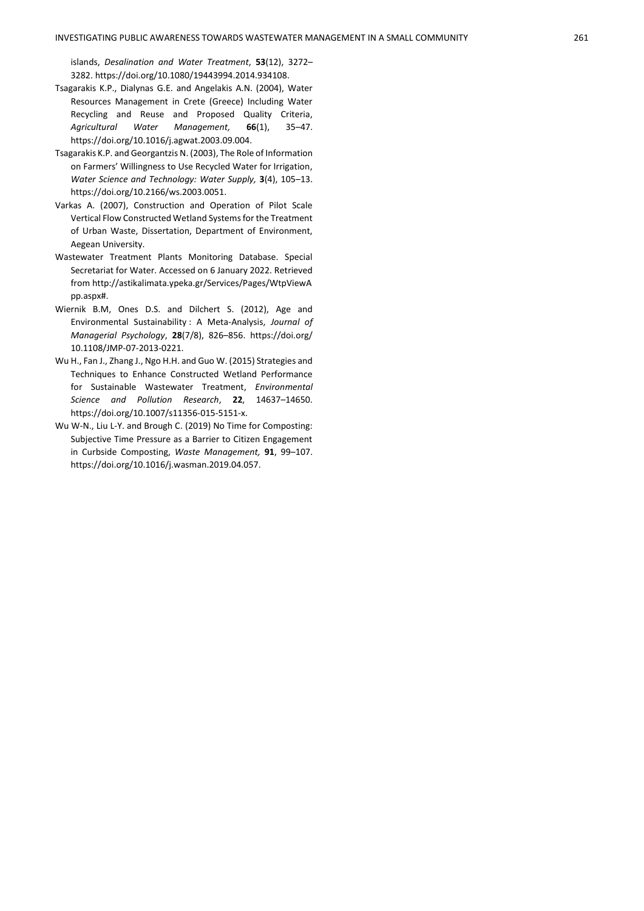islands, *Desalination and Water Treatment*, **53**(12), 3272–3282. https://doi.org/10.1080/19443994.2014.934108.

Tsagarakis K.P., Dialynas G.E. and Angelakis A.N. (2004), Water Resources Management in Crete (Greece) Including Water Recycling and Reuse and Proposed Quality Criteria, *Agricultural Water Management,* **66**(1), 35–47. https://doi.org/10.1016/j.agwat.2003.09.004.

Tsagarakis K.P. and Georgantzis N. (2003), The Role of Information on Farmers' Willingness to Use Recycled Water for Irrigation, *Water Science and Technology: Water Supply,* **3**(4), 105–13. https://doi.org/10.2166/ws.2003.0051.

Varkas A. (2007), Construction and Operation of Pilot Scale Vertical Flow Constructed Wetland Systems for the Treatment of Urban Waste, Dissertation, Department of Environment, Aegean University.

Wastewater Treatment Plants Monitoring Database. Special Secretariat for Water. Accessed on 6 January 2022. Retrieved from http://astikalimata.ypeka.gr/Services/Pages/WtpViewApp.aspx#.

Wiernik B.M, Ones D.S. and Dilchert S. (2012), Age and Environmental Sustainability : A Meta-Analysis, *Journal of Managerial Psychology*, **28**(7/8), 826–856. https://doi.org/10.1108/JMP-07-2013-0221.

Wu H., Fan J., Zhang J., Ngo H.H. and Guo W. (2015) Strategies and Techniques to Enhance Constructed Wetland Performance for Sustainable Wastewater Treatment, *Environmental Science and Pollution Research*, **22**, 14637–14650. https://doi.org/10.1007/s11356-015-5151-x.

Wu W-N., Liu L-Y. and Brough C. (2019) No Time for Composting: Subjective Time Pressure as a Barrier to Citizen Engagement in Curbside Composting, *Waste Management,* **91**, 99–107. https://doi.org/10.1016/j.wasman.2019.04.057.